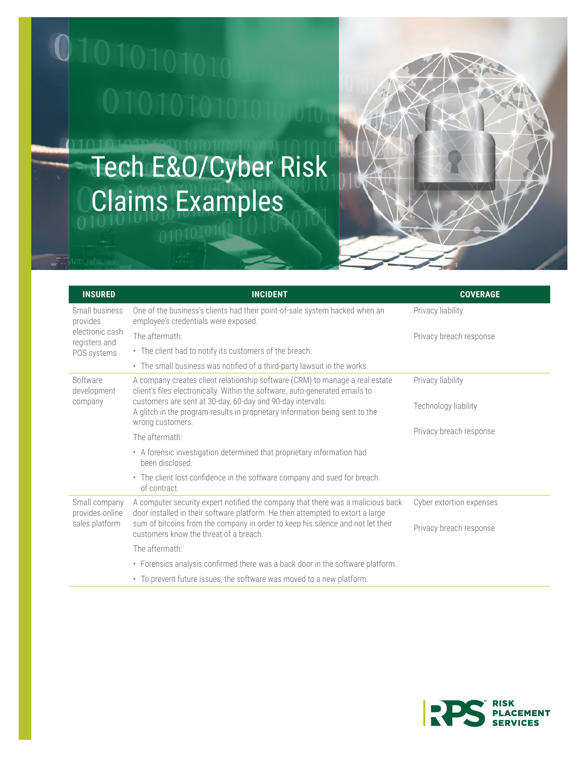# Tech E&O/Cyber Risk Claims Examples

| INSURED | INCIDENT | COVERAGE |
|---|---|---|
| Small business provides electronic cash registers and POS systems | One of the business's clients had their point-of-sale system hacked when an employee's credentials were exposed.<br><br>The aftermath:<br>• The client had to notify its customers of the breach.<br>• The small business was notified of a third-party lawsuit in the works. | Privacy liability<br><br>Privacy breach response |
| Software development company | A company creates client relationship software (CRM) to manage a real estate client's files electronically. Within the software, auto-generated emails to customers are sent at 30-day, 60-day and 90-day intervals. A glitch in the program results in proprietary information being sent to the wrong customers.<br><br>The aftermath:<br>• A forensic investigation determined that proprietary information had been disclosed.<br>• The client lost confidence in the software company and sued for breach of contract. | Privacy liability<br><br>Technology liability<br><br>Privacy breach response |
| Small company provides online sales platform | A computer security expert notified the company that there was a malicious back door installed in their software platform. He then attempted to extort a large sum of bitcoins from the company in order to keep his silence and not let their customers know the threat of a breach.<br><br>The aftermath:<br>• Forensics analysis confirmed there was a back door in the software platform.<br>• To prevent future issues, the software was moved to a new platform. | Cyber extortion expenses<br><br>Privacy breach response |

RPS RISK PLACEMENT SERVICES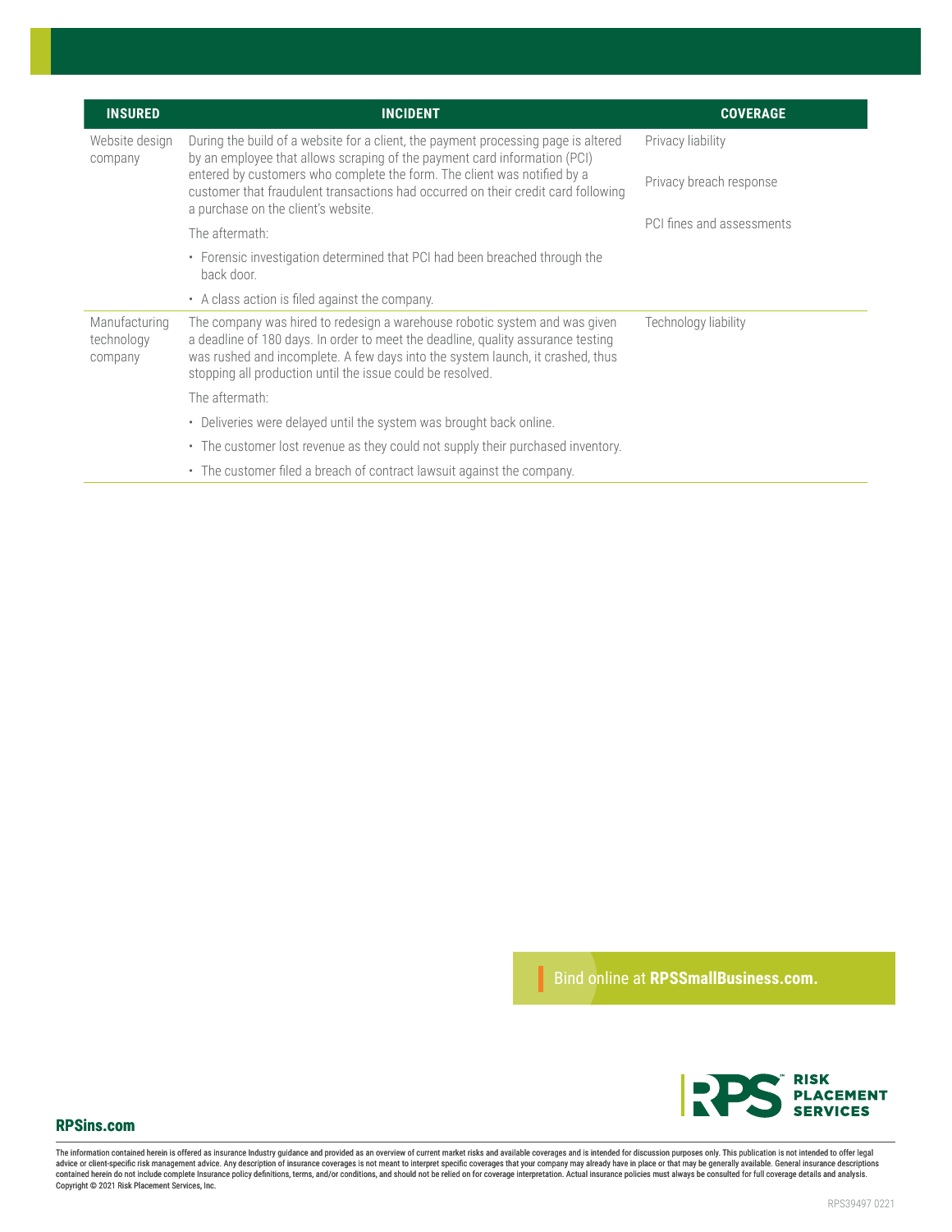| INSURED | INCIDENT | COVERAGE |
| --- | --- | --- |
| Website design company | During the build of a website for a client, the payment processing page is altered by an employee that allows scraping of the payment card information (PCI) entered by customers who complete the form. The client was notified by a customer that fraudulent transactions had occurred on their credit card following a purchase on the client's website.<br><br>The aftermath:<br>• Forensic investigation determined that PCI had been breached through the back door.<br>• A class action is filed against the company. | Privacy liability<br><br>Privacy breach response<br><br>PCI fines and assessments |
| Manufacturing technology company | The company was hired to redesign a warehouse robotic system and was given a deadline of 180 days. In order to meet the deadline, quality assurance testing was rushed and incomplete. A few days into the system launch, it crashed, thus stopping all production until the issue could be resolved.<br><br>The aftermath:<br>• Deliveries were delayed until the system was brought back online.<br>• The customer lost revenue as they could not supply their purchased inventory.<br>• The customer filed a breach of contract lawsuit against the company. | Technology liability |

Bind online at **RPSSmallBusiness.com.**

RPS RISK PLACEMENT SERVICES

**RPSins.com**

The information contained herein is offered as insurance Industry guidance and provided as an overview of current market risks and available coverages and is intended for discussion purposes only. This publication is not intended to offer legal advice or client-specific risk management advice. Any description of insurance coverages is not meant to interpret specific coverages that your company may already have in place or that may be generally available. General insurance descriptions contained herein do not include complete Insurance policy definitions, terms, and/or conditions, and should not be relied on for coverage interpretation. Actual insurance policies must always be consulted for full coverage details and analysis. Copyright © 2021 Risk Placement Services, Inc.

RPS39497 0221